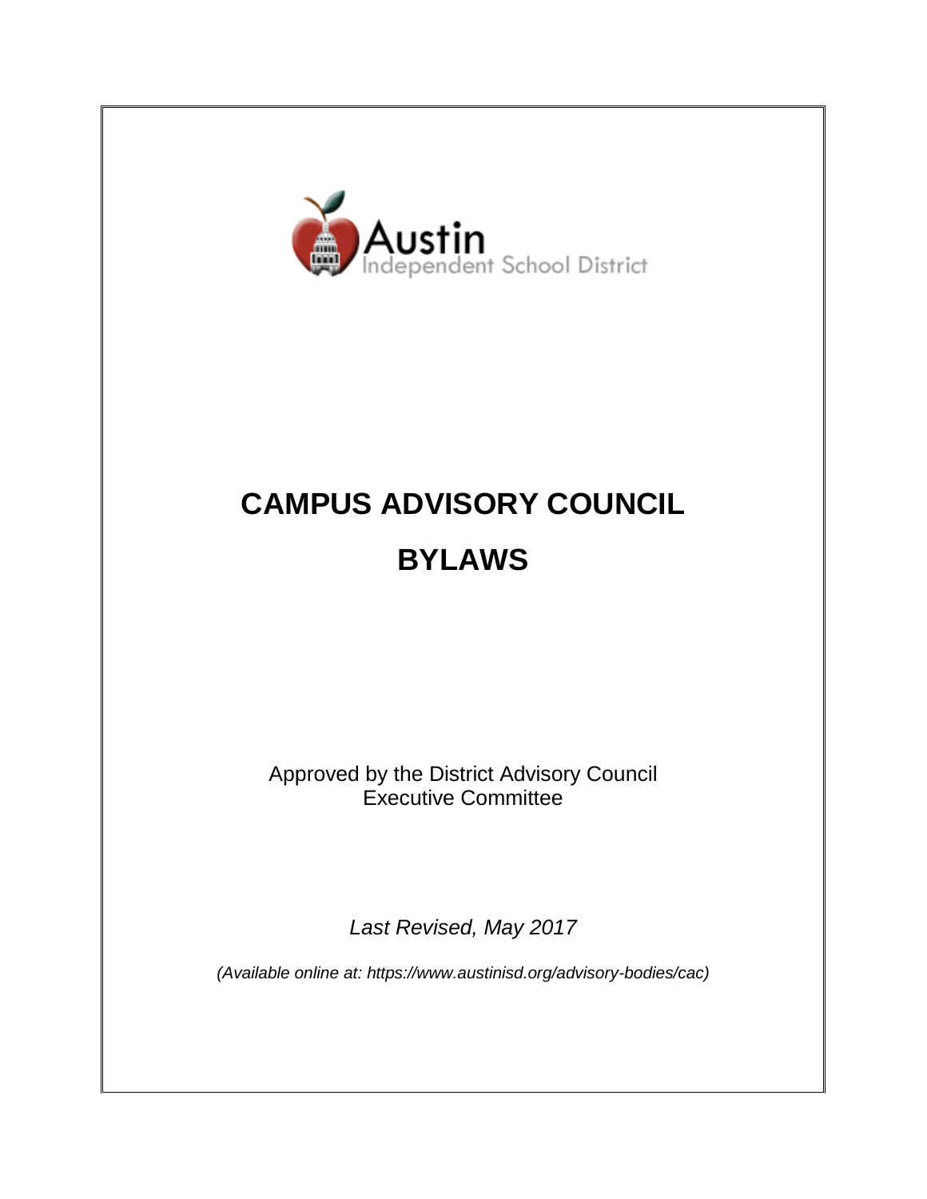Austin Independent School District

# CAMPUS ADVISORY COUNCIL

# BYLAWS

Approved by the District Advisory Council
Executive Committee

*Last Revised, May 2017*

*(Available online at: https://www.austinisd.org/advisory-bodies/cac)*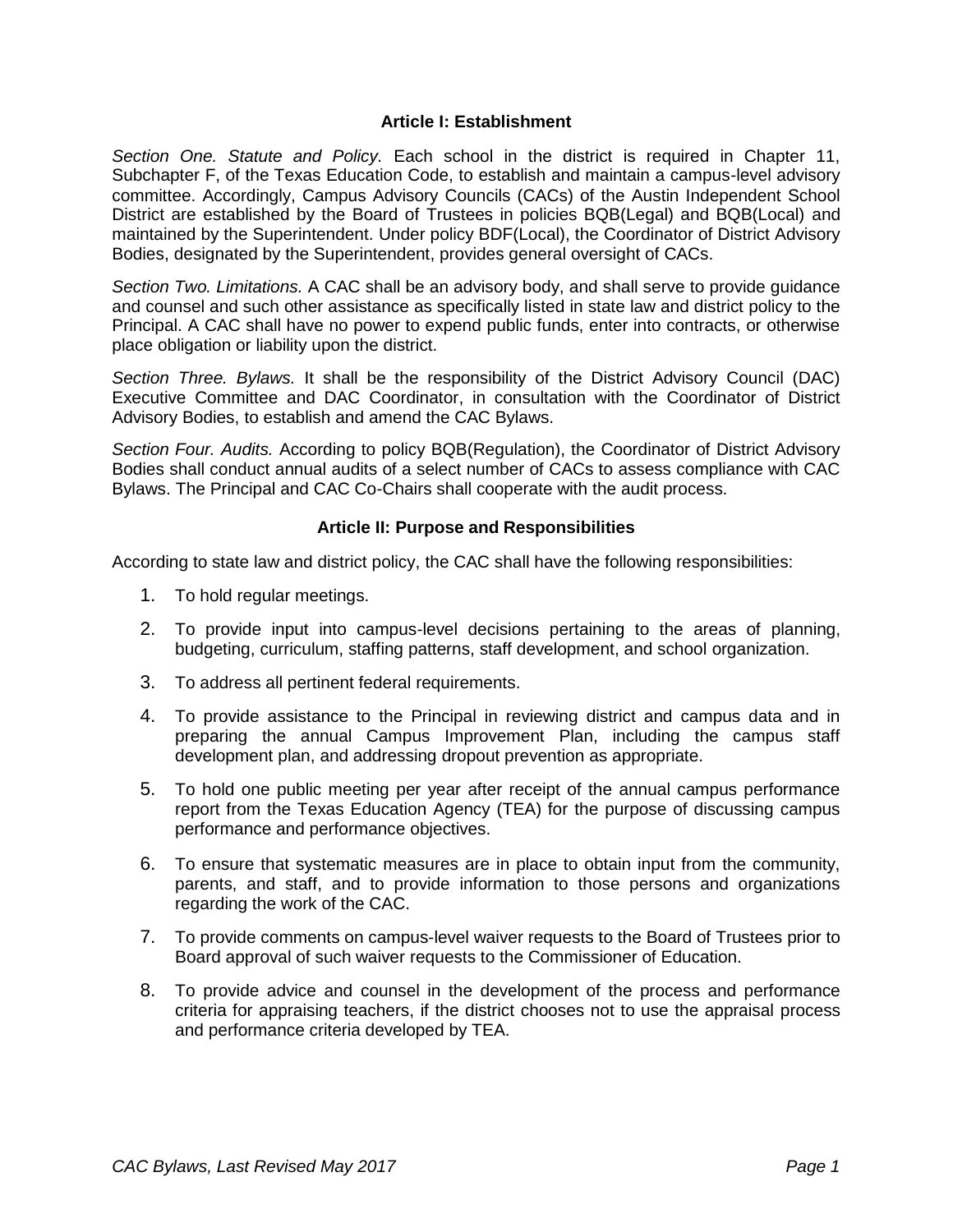## Article I: Establishment

*Section One. Statute and Policy.* Each school in the district is required in Chapter 11, Subchapter F, of the Texas Education Code, to establish and maintain a campus-level advisory committee. Accordingly, Campus Advisory Councils (CACs) of the Austin Independent School District are established by the Board of Trustees in policies BQB(Legal) and BQB(Local) and maintained by the Superintendent. Under policy BDF(Local), the Coordinator of District Advisory Bodies, designated by the Superintendent, provides general oversight of CACs.

*Section Two. Limitations.* A CAC shall be an advisory body, and shall serve to provide guidance and counsel and such other assistance as specifically listed in state law and district policy to the Principal. A CAC shall have no power to expend public funds, enter into contracts, or otherwise place obligation or liability upon the district.

*Section Three. Bylaws.* It shall be the responsibility of the District Advisory Council (DAC) Executive Committee and DAC Coordinator, in consultation with the Coordinator of District Advisory Bodies, to establish and amend the CAC Bylaws.

*Section Four. Audits.* According to policy BQB(Regulation), the Coordinator of District Advisory Bodies shall conduct annual audits of a select number of CACs to assess compliance with CAC Bylaws. The Principal and CAC Co-Chairs shall cooperate with the audit process.

## Article II: Purpose and Responsibilities

According to state law and district policy, the CAC shall have the following responsibilities:

1. To hold regular meetings.
2. To provide input into campus-level decisions pertaining to the areas of planning, budgeting, curriculum, staffing patterns, staff development, and school organization.
3. To address all pertinent federal requirements.
4. To provide assistance to the Principal in reviewing district and campus data and in preparing the annual Campus Improvement Plan, including the campus staff development plan, and addressing dropout prevention as appropriate.
5. To hold one public meeting per year after receipt of the annual campus performance report from the Texas Education Agency (TEA) for the purpose of discussing campus performance and performance objectives.
6. To ensure that systematic measures are in place to obtain input from the community, parents, and staff, and to provide information to those persons and organizations regarding the work of the CAC.
7. To provide comments on campus-level waiver requests to the Board of Trustees prior to Board approval of such waiver requests to the Commissioner of Education.
8. To provide advice and counsel in the development of the process and performance criteria for appraising teachers, if the district chooses not to use the appraisal process and performance criteria developed by TEA.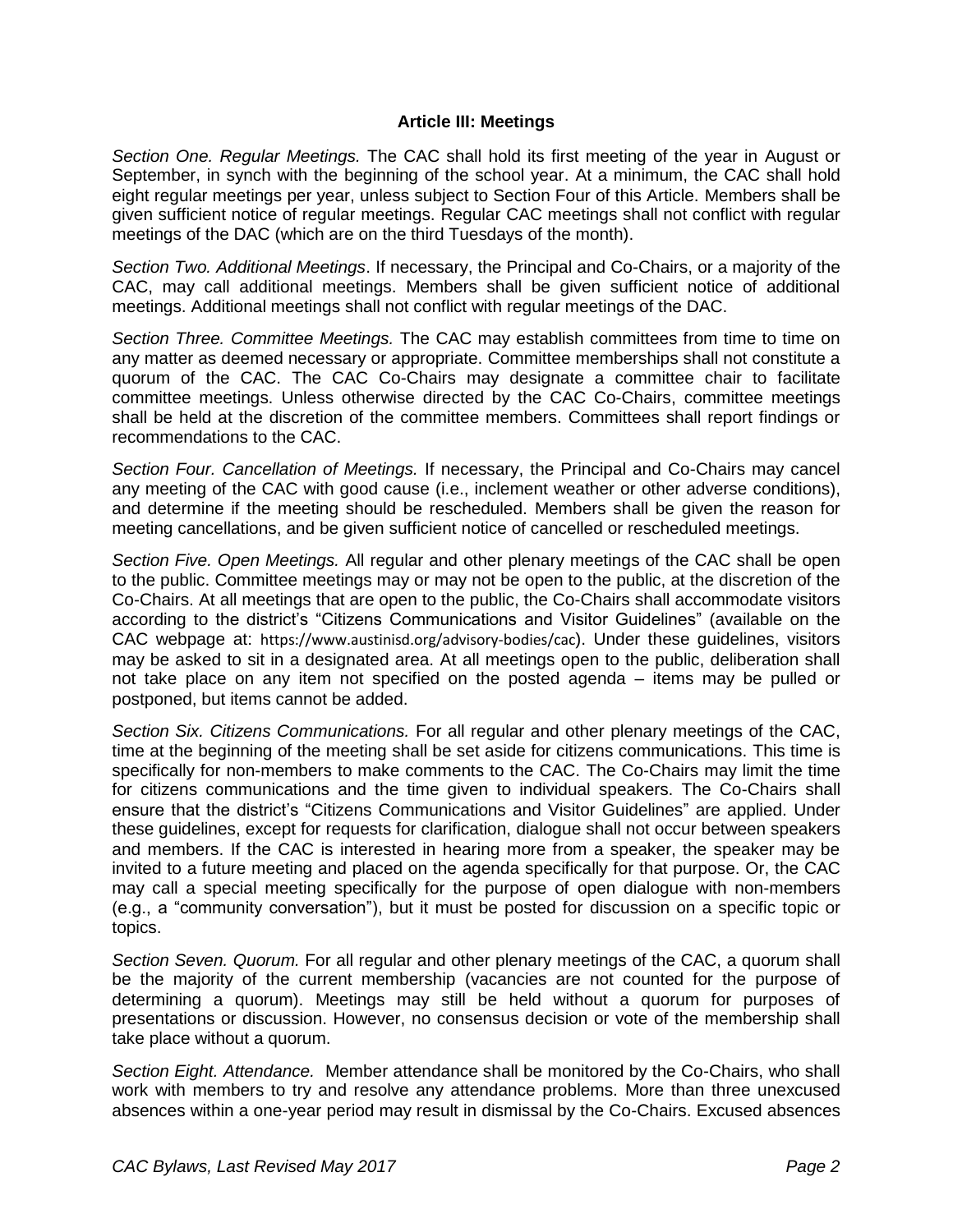## Article III: Meetings

*Section One. Regular Meetings.* The CAC shall hold its first meeting of the year in August or September, in synch with the beginning of the school year. At a minimum, the CAC shall hold eight regular meetings per year, unless subject to Section Four of this Article. Members shall be given sufficient notice of regular meetings. Regular CAC meetings shall not conflict with regular meetings of the DAC (which are on the third Tuesdays of the month).

*Section Two. Additional Meetings*. If necessary, the Principal and Co-Chairs, or a majority of the CAC, may call additional meetings. Members shall be given sufficient notice of additional meetings. Additional meetings shall not conflict with regular meetings of the DAC.

*Section Three. Committee Meetings.* The CAC may establish committees from time to time on any matter as deemed necessary or appropriate. Committee memberships shall not constitute a quorum of the CAC. The CAC Co-Chairs may designate a committee chair to facilitate committee meetings. Unless otherwise directed by the CAC Co-Chairs, committee meetings shall be held at the discretion of the committee members. Committees shall report findings or recommendations to the CAC.

*Section Four. Cancellation of Meetings.* If necessary, the Principal and Co-Chairs may cancel any meeting of the CAC with good cause (i.e., inclement weather or other adverse conditions), and determine if the meeting should be rescheduled. Members shall be given the reason for meeting cancellations, and be given sufficient notice of cancelled or rescheduled meetings.

*Section Five. Open Meetings.* All regular and other plenary meetings of the CAC shall be open to the public. Committee meetings may or may not be open to the public, at the discretion of the Co-Chairs. At all meetings that are open to the public, the Co-Chairs shall accommodate visitors according to the district's "Citizens Communications and Visitor Guidelines" (available on the CAC webpage at: https://www.austinisd.org/advisory-bodies/cac). Under these guidelines, visitors may be asked to sit in a designated area. At all meetings open to the public, deliberation shall not take place on any item not specified on the posted agenda – items may be pulled or postponed, but items cannot be added.

*Section Six. Citizens Communications.* For all regular and other plenary meetings of the CAC, time at the beginning of the meeting shall be set aside for citizens communications. This time is specifically for non-members to make comments to the CAC. The Co-Chairs may limit the time for citizens communications and the time given to individual speakers. The Co-Chairs shall ensure that the district's "Citizens Communications and Visitor Guidelines" are applied. Under these guidelines, except for requests for clarification, dialogue shall not occur between speakers and members. If the CAC is interested in hearing more from a speaker, the speaker may be invited to a future meeting and placed on the agenda specifically for that purpose. Or, the CAC may call a special meeting specifically for the purpose of open dialogue with non-members (e.g., a "community conversation"), but it must be posted for discussion on a specific topic or topics.

*Section Seven. Quorum.* For all regular and other plenary meetings of the CAC, a quorum shall be the majority of the current membership (vacancies are not counted for the purpose of determining a quorum). Meetings may still be held without a quorum for purposes of presentations or discussion. However, no consensus decision or vote of the membership shall take place without a quorum.

*Section Eight. Attendance.* Member attendance shall be monitored by the Co-Chairs, who shall work with members to try and resolve any attendance problems. More than three unexcused absences within a one-year period may result in dismissal by the Co-Chairs. Excused absences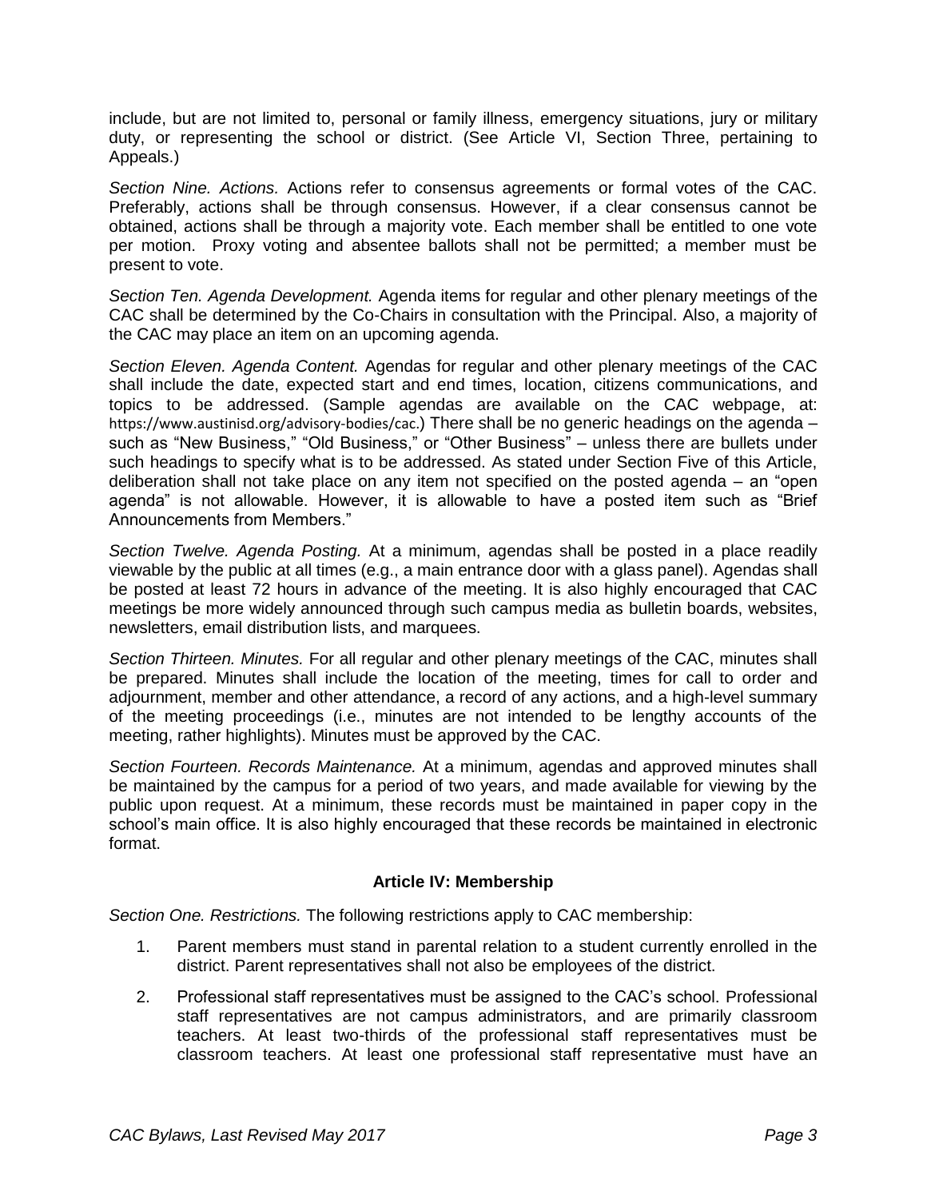include, but are not limited to, personal or family illness, emergency situations, jury or military duty, or representing the school or district. (See Article VI, Section Three, pertaining to Appeals.)

*Section Nine. Actions.* Actions refer to consensus agreements or formal votes of the CAC. Preferably, actions shall be through consensus. However, if a clear consensus cannot be obtained, actions shall be through a majority vote. Each member shall be entitled to one vote per motion. Proxy voting and absentee ballots shall not be permitted; a member must be present to vote.

*Section Ten. Agenda Development.* Agenda items for regular and other plenary meetings of the CAC shall be determined by the Co-Chairs in consultation with the Principal. Also, a majority of the CAC may place an item on an upcoming agenda.

*Section Eleven. Agenda Content.* Agendas for regular and other plenary meetings of the CAC shall include the date, expected start and end times, location, citizens communications, and topics to be addressed. (Sample agendas are available on the CAC webpage, at: https://www.austinisd.org/advisory-bodies/cac.) There shall be no generic headings on the agenda – such as "New Business," "Old Business," or "Other Business" – unless there are bullets under such headings to specify what is to be addressed. As stated under Section Five of this Article, deliberation shall not take place on any item not specified on the posted agenda – an "open agenda" is not allowable. However, it is allowable to have a posted item such as "Brief Announcements from Members."

*Section Twelve. Agenda Posting.* At a minimum, agendas shall be posted in a place readily viewable by the public at all times (e.g., a main entrance door with a glass panel). Agendas shall be posted at least 72 hours in advance of the meeting. It is also highly encouraged that CAC meetings be more widely announced through such campus media as bulletin boards, websites, newsletters, email distribution lists, and marquees.

*Section Thirteen. Minutes.* For all regular and other plenary meetings of the CAC, minutes shall be prepared. Minutes shall include the location of the meeting, times for call to order and adjournment, member and other attendance, a record of any actions, and a high-level summary of the meeting proceedings (i.e., minutes are not intended to be lengthy accounts of the meeting, rather highlights). Minutes must be approved by the CAC.

*Section Fourteen. Records Maintenance.* At a minimum, agendas and approved minutes shall be maintained by the campus for a period of two years, and made available for viewing by the public upon request. At a minimum, these records must be maintained in paper copy in the school's main office. It is also highly encouraged that these records be maintained in electronic format.

**Article IV: Membership**

*Section One. Restrictions.* The following restrictions apply to CAC membership:

1. Parent members must stand in parental relation to a student currently enrolled in the district. Parent representatives shall not also be employees of the district.
2. Professional staff representatives must be assigned to the CAC's school. Professional staff representatives are not campus administrators, and are primarily classroom teachers. At least two-thirds of the professional staff representatives must be classroom teachers. At least one professional staff representative must have an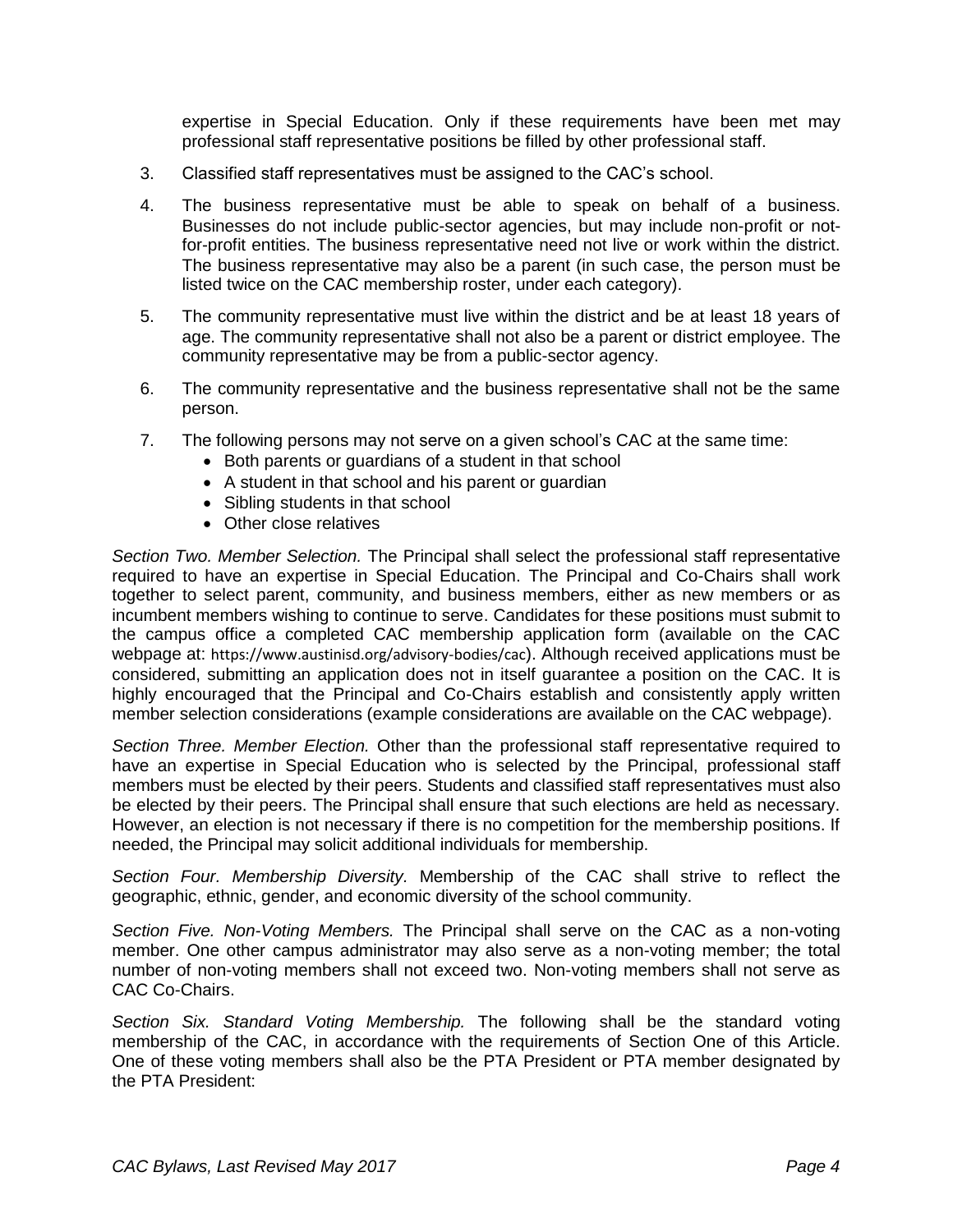expertise in Special Education. Only if these requirements have been met may professional staff representative positions be filled by other professional staff.

3. Classified staff representatives must be assigned to the CAC's school.

4. The business representative must be able to speak on behalf of a business. Businesses do not include public-sector agencies, but may include non-profit or not-for-profit entities. The business representative need not live or work within the district. The business representative may also be a parent (in such case, the person must be listed twice on the CAC membership roster, under each category).

5. The community representative must live within the district and be at least 18 years of age. The community representative shall not also be a parent or district employee. The community representative may be from a public-sector agency.

6. The community representative and the business representative shall not be the same person.

7. The following persons may not serve on a given school's CAC at the same time:
   - Both parents or guardians of a student in that school
   - A student in that school and his parent or guardian
   - Sibling students in that school
   - Other close relatives

*Section Two. Member Selection.* The Principal shall select the professional staff representative required to have an expertise in Special Education. The Principal and Co-Chairs shall work together to select parent, community, and business members, either as new members or as incumbent members wishing to continue to serve. Candidates for these positions must submit to the campus office a completed CAC membership application form (available on the CAC webpage at: https://www.austinisd.org/advisory-bodies/cac). Although received applications must be considered, submitting an application does not in itself guarantee a position on the CAC. It is highly encouraged that the Principal and Co-Chairs establish and consistently apply written member selection considerations (example considerations are available on the CAC webpage).

*Section Three. Member Election.* Other than the professional staff representative required to have an expertise in Special Education who is selected by the Principal, professional staff members must be elected by their peers. Students and classified staff representatives must also be elected by their peers. The Principal shall ensure that such elections are held as necessary. However, an election is not necessary if there is no competition for the membership positions. If needed, the Principal may solicit additional individuals for membership.

*Section Four. Membership Diversity.* Membership of the CAC shall strive to reflect the geographic, ethnic, gender, and economic diversity of the school community.

*Section Five. Non-Voting Members.* The Principal shall serve on the CAC as a non-voting member. One other campus administrator may also serve as a non-voting member; the total number of non-voting members shall not exceed two. Non-voting members shall not serve as CAC Co-Chairs.

*Section Six. Standard Voting Membership.* The following shall be the standard voting membership of the CAC, in accordance with the requirements of Section One of this Article. One of these voting members shall also be the PTA President or PTA member designated by the PTA President: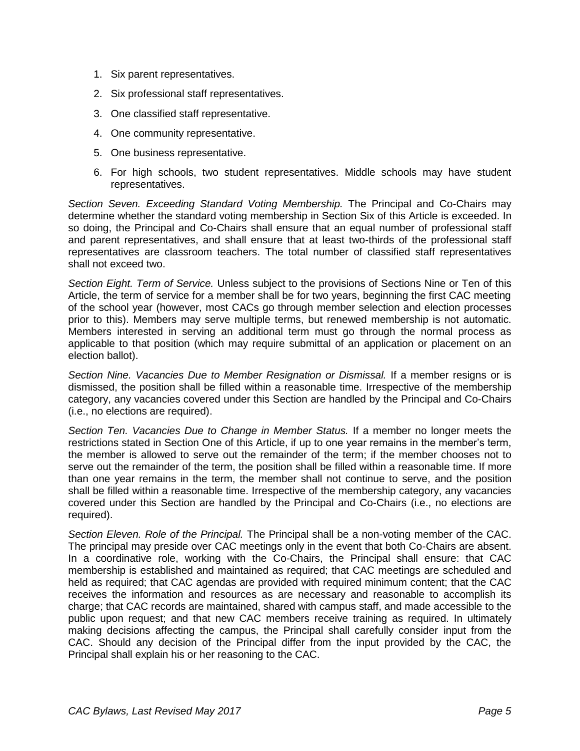1. Six parent representatives.
2. Six professional staff representatives.
3. One classified staff representative.
4. One community representative.
5. One business representative.
6. For high schools, two student representatives. Middle schools may have student representatives.

*Section Seven. Exceeding Standard Voting Membership.* The Principal and Co-Chairs may determine whether the standard voting membership in Section Six of this Article is exceeded. In so doing, the Principal and Co-Chairs shall ensure that an equal number of professional staff and parent representatives, and shall ensure that at least two-thirds of the professional staff representatives are classroom teachers. The total number of classified staff representatives shall not exceed two.

*Section Eight. Term of Service.* Unless subject to the provisions of Sections Nine or Ten of this Article, the term of service for a member shall be for two years, beginning the first CAC meeting of the school year (however, most CACs go through member selection and election processes prior to this). Members may serve multiple terms, but renewed membership is not automatic. Members interested in serving an additional term must go through the normal process as applicable to that position (which may require submittal of an application or placement on an election ballot).

*Section Nine. Vacancies Due to Member Resignation or Dismissal.* If a member resigns or is dismissed, the position shall be filled within a reasonable time. Irrespective of the membership category, any vacancies covered under this Section are handled by the Principal and Co-Chairs (i.e., no elections are required).

*Section Ten. Vacancies Due to Change in Member Status.* If a member no longer meets the restrictions stated in Section One of this Article, if up to one year remains in the member's term, the member is allowed to serve out the remainder of the term; if the member chooses not to serve out the remainder of the term, the position shall be filled within a reasonable time. If more than one year remains in the term, the member shall not continue to serve, and the position shall be filled within a reasonable time. Irrespective of the membership category, any vacancies covered under this Section are handled by the Principal and Co-Chairs (i.e., no elections are required).

*Section Eleven. Role of the Principal.* The Principal shall be a non-voting member of the CAC. The principal may preside over CAC meetings only in the event that both Co-Chairs are absent. In a coordinative role, working with the Co-Chairs, the Principal shall ensure: that CAC membership is established and maintained as required; that CAC meetings are scheduled and held as required; that CAC agendas are provided with required minimum content; that the CAC receives the information and resources as are necessary and reasonable to accomplish its charge; that CAC records are maintained, shared with campus staff, and made accessible to the public upon request; and that new CAC members receive training as required. In ultimately making decisions affecting the campus, the Principal shall carefully consider input from the CAC. Should any decision of the Principal differ from the input provided by the CAC, the Principal shall explain his or her reasoning to the CAC.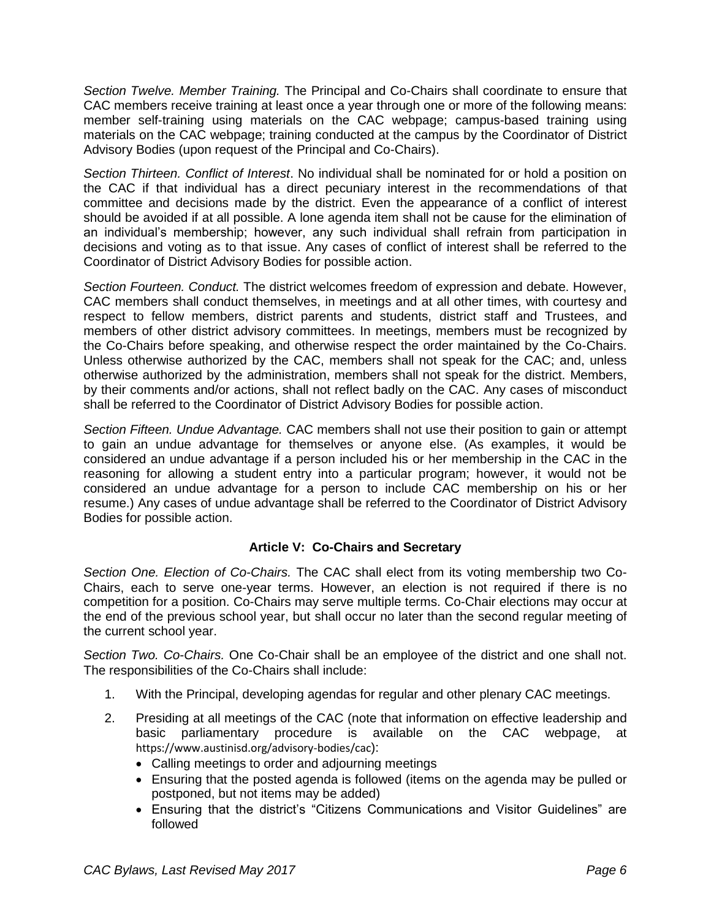*Section Twelve. Member Training.* The Principal and Co-Chairs shall coordinate to ensure that CAC members receive training at least once a year through one or more of the following means: member self-training using materials on the CAC webpage; campus-based training using materials on the CAC webpage; training conducted at the campus by the Coordinator of District Advisory Bodies (upon request of the Principal and Co-Chairs).

*Section Thirteen. Conflict of Interest*. No individual shall be nominated for or hold a position on the CAC if that individual has a direct pecuniary interest in the recommendations of that committee and decisions made by the district. Even the appearance of a conflict of interest should be avoided if at all possible. A lone agenda item shall not be cause for the elimination of an individual's membership; however, any such individual shall refrain from participation in decisions and voting as to that issue. Any cases of conflict of interest shall be referred to the Coordinator of District Advisory Bodies for possible action.

*Section Fourteen. Conduct.* The district welcomes freedom of expression and debate. However, CAC members shall conduct themselves, in meetings and at all other times, with courtesy and respect to fellow members, district parents and students, district staff and Trustees, and members of other district advisory committees. In meetings, members must be recognized by the Co-Chairs before speaking, and otherwise respect the order maintained by the Co-Chairs. Unless otherwise authorized by the CAC, members shall not speak for the CAC; and, unless otherwise authorized by the administration, members shall not speak for the district. Members, by their comments and/or actions, shall not reflect badly on the CAC. Any cases of misconduct shall be referred to the Coordinator of District Advisory Bodies for possible action.

*Section Fifteen. Undue Advantage.* CAC members shall not use their position to gain or attempt to gain an undue advantage for themselves or anyone else. (As examples, it would be considered an undue advantage if a person included his or her membership in the CAC in the reasoning for allowing a student entry into a particular program; however, it would not be considered an undue advantage for a person to include CAC membership on his or her resume.) Any cases of undue advantage shall be referred to the Coordinator of District Advisory Bodies for possible action.

## Article V: Co-Chairs and Secretary

*Section One. Election of Co-Chairs.* The CAC shall elect from its voting membership two Co-Chairs, each to serve one-year terms. However, an election is not required if there is no competition for a position. Co-Chairs may serve multiple terms. Co-Chair elections may occur at the end of the previous school year, but shall occur no later than the second regular meeting of the current school year.

*Section Two. Co-Chairs.* One Co-Chair shall be an employee of the district and one shall not. The responsibilities of the Co-Chairs shall include:

1. With the Principal, developing agendas for regular and other plenary CAC meetings.
2. Presiding at all meetings of the CAC (note that information on effective leadership and basic parliamentary procedure is available on the CAC webpage, at https://www.austinisd.org/advisory-bodies/cac):
   - Calling meetings to order and adjourning meetings
   - Ensuring that the posted agenda is followed (items on the agenda may be pulled or postponed, but not items may be added)
   - Ensuring that the district's "Citizens Communications and Visitor Guidelines" are followed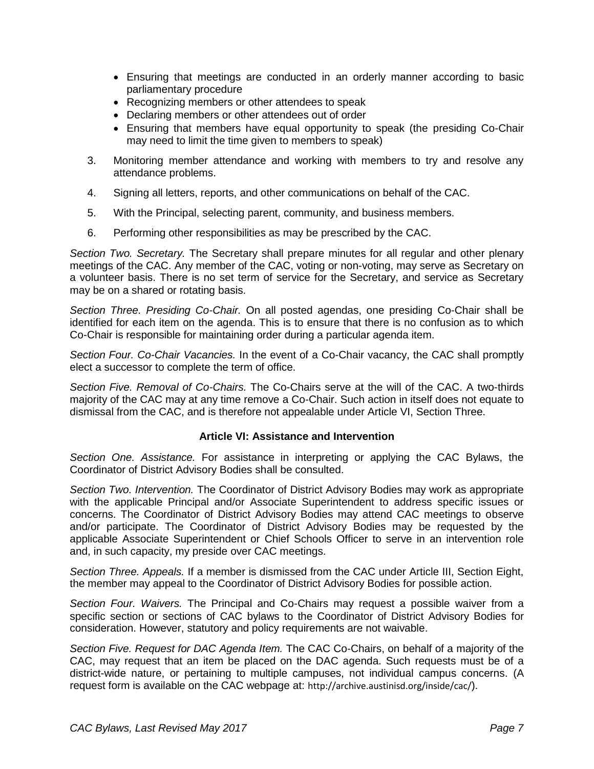- Ensuring that meetings are conducted in an orderly manner according to basic parliamentary procedure
- Recognizing members or other attendees to speak
- Declaring members or other attendees out of order
- Ensuring that members have equal opportunity to speak (the presiding Co-Chair may need to limit the time given to members to speak)

3. Monitoring member attendance and working with members to try and resolve any attendance problems.

4. Signing all letters, reports, and other communications on behalf of the CAC.

5. With the Principal, selecting parent, community, and business members.

6. Performing other responsibilities as may be prescribed by the CAC.

*Section Two. Secretary.* The Secretary shall prepare minutes for all regular and other plenary meetings of the CAC. Any member of the CAC, voting or non-voting, may serve as Secretary on a volunteer basis. There is no set term of service for the Secretary, and service as Secretary may be on a shared or rotating basis.

*Section Three. Presiding Co-Chair.* On all posted agendas, one presiding Co-Chair shall be identified for each item on the agenda. This is to ensure that there is no confusion as to which Co-Chair is responsible for maintaining order during a particular agenda item.

*Section Four. Co-Chair Vacancies.* In the event of a Co-Chair vacancy, the CAC shall promptly elect a successor to complete the term of office.

*Section Five. Removal of Co-Chairs.* The Co-Chairs serve at the will of the CAC. A two-thirds majority of the CAC may at any time remove a Co-Chair. Such action in itself does not equate to dismissal from the CAC, and is therefore not appealable under Article VI, Section Three.

## Article VI: Assistance and Intervention

*Section One. Assistance.* For assistance in interpreting or applying the CAC Bylaws, the Coordinator of District Advisory Bodies shall be consulted.

*Section Two. Intervention.* The Coordinator of District Advisory Bodies may work as appropriate with the applicable Principal and/or Associate Superintendent to address specific issues or concerns. The Coordinator of District Advisory Bodies may attend CAC meetings to observe and/or participate. The Coordinator of District Advisory Bodies may be requested by the applicable Associate Superintendent or Chief Schools Officer to serve in an intervention role and, in such capacity, my preside over CAC meetings.

*Section Three. Appeals.* If a member is dismissed from the CAC under Article III, Section Eight, the member may appeal to the Coordinator of District Advisory Bodies for possible action.

*Section Four. Waivers.* The Principal and Co-Chairs may request a possible waiver from a specific section or sections of CAC bylaws to the Coordinator of District Advisory Bodies for consideration. However, statutory and policy requirements are not waivable.

*Section Five. Request for DAC Agenda Item.* The CAC Co-Chairs, on behalf of a majority of the CAC, may request that an item be placed on the DAC agenda. Such requests must be of a district-wide nature, or pertaining to multiple campuses, not individual campus concerns. (A request form is available on the CAC webpage at: http://archive.austinisd.org/inside/cac/).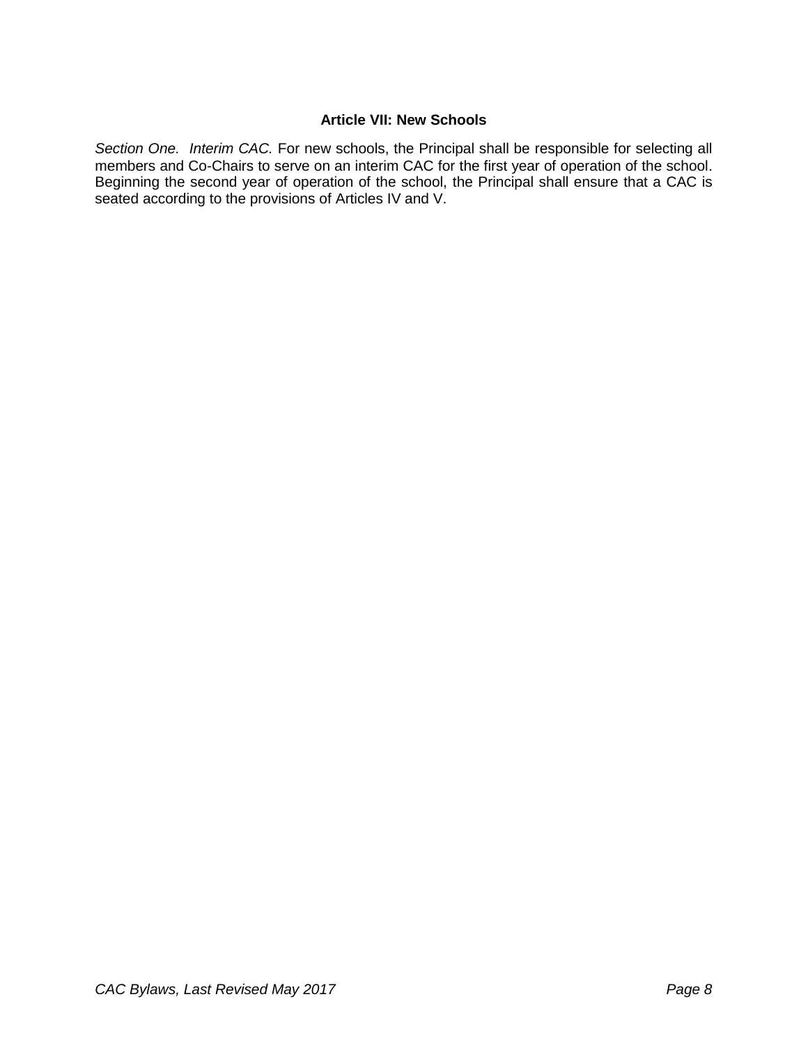### Article VII: New Schools

*Section One. Interim CAC.* For new schools, the Principal shall be responsible for selecting all members and Co-Chairs to serve on an interim CAC for the first year of operation of the school. Beginning the second year of operation of the school, the Principal shall ensure that a CAC is seated according to the provisions of Articles IV and V.